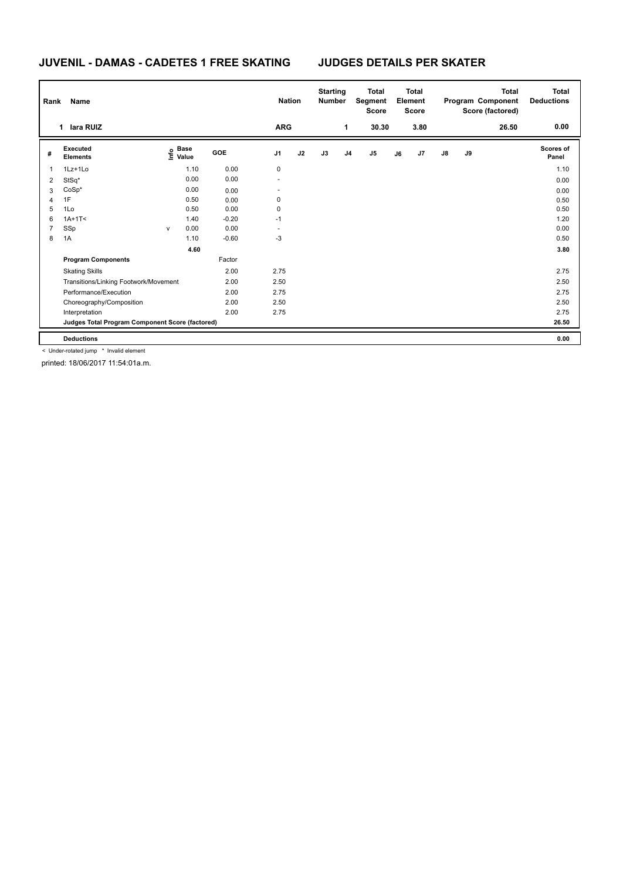# JUVENIL - DAMAS - CADETES 1 FREE SKATING

## JUDGES DETAILS PER SKATER

| Rank | Name | Nation | Starting Number | Total Segment Score | Total Element Score | Total Program Component Score (factored) | Total Deductions |
|---|---|---|---|---|---|---|---|
| 1 | Iara RUIZ | ARG | 1 | 30.30 | 3.80 | 26.50 | 0.00 |

| # | Executed Elements | Info | Base Value | GOE | J1 | J2 | J3 | J4 | J5 | J6 | J7 | J8 | J9 | Scores of Panel |
|---|---|---|---|---|---|---|---|---|---|---|---|---|---|---|
| 1 | 1Lz+1Lo | | 1.10 | 0.00 | 0 | | | | | | | | | 1.10 |
| 2 | StSq* | | 0.00 | 0.00 | - | | | | | | | | | 0.00 |
| 3 | CoSp* | | 0.00 | 0.00 | - | | | | | | | | | 0.00 |
| 4 | 1F | | 0.50 | 0.00 | 0 | | | | | | | | | 0.50 |
| 5 | 1Lo | | 0.50 | 0.00 | 0 | | | | | | | | | 0.50 |
| 6 | 1A+1T< | | 1.40 | -0.20 | -1 | | | | | | | | | 1.20 |
| 7 | SSp | v | 0.00 | 0.00 | - | | | | | | | | | 0.00 |
| 8 | 1A | | 1.10 | -0.60 | -3 | | | | | | | | | 0.50 |
| | | | 4.60 | | | | | | | | | | | 3.80 |
| | **Program Components** | | | Factor | | | | | | | | | | |
| | Skating Skills | | | 2.00 | 2.75 | | | | | | | | | 2.75 |
| | Transitions/Linking Footwork/Movement | | | 2.00 | 2.50 | | | | | | | | | 2.50 |
| | Performance/Execution | | | 2.00 | 2.75 | | | | | | | | | 2.75 |
| | Choreography/Composition | | | 2.00 | 2.50 | | | | | | | | | 2.50 |
| | Interpretation | | | 2.00 | 2.75 | | | | | | | | | 2.75 |
| | **Judges Total Program Component Score (factored)** | | | | | | | | | | | | | 26.50 |
| | **Deductions** | | | | | | | | | | | | | 0.00 |

< Under-rotated jump * Invalid element

printed: 18/06/2017 11:54:01a.m.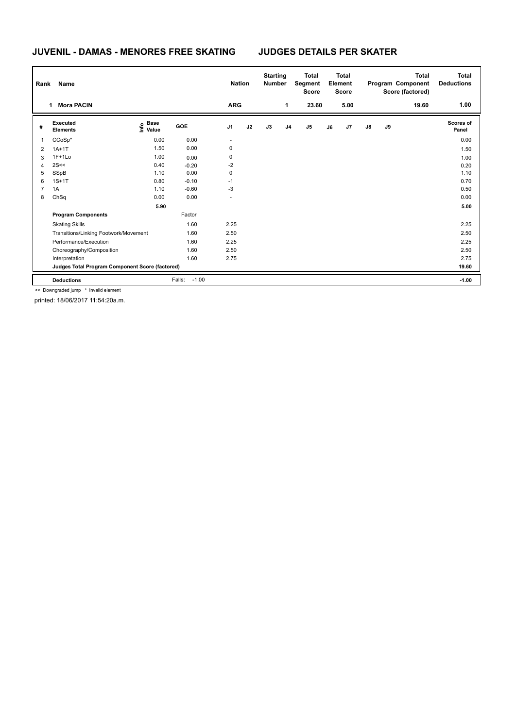# JUVENIL - DAMAS - MENORES FREE SKATING

## JUDGES DETAILS PER SKATER

| Rank | Name | Nation | Starting Number | Total Segment Score | Total Element Score | Total Program Component Score (factored) | Total Deductions |
|---|---|---|---|---|---|---|---|
| 1 | Mora PACIN | ARG | 1 | 23.60 | 5.00 | 19.60 | 1.00 |

| # | Executed Elements | Info | Base Value | GOE | J1 | J2 | J3 | J4 | J5 | J6 | J7 | J8 | J9 | Scores of Panel |
|---|---|---|---|---|---|---|---|---|---|---|---|---|---|---|
| 1 | CCoSp* | | 0.00 | 0.00 | - | | | | | | | | | 0.00 |
| 2 | 1A+1T | | 1.50 | 0.00 | 0 | | | | | | | | | 1.50 |
| 3 | 1F+1Lo | | 1.00 | 0.00 | 0 | | | | | | | | | 1.00 |
| 4 | 2S<< | | 0.40 | -0.20 | -2 | | | | | | | | | 0.20 |
| 5 | SSpB | | 1.10 | 0.00 | 0 | | | | | | | | | 1.10 |
| 6 | 1S+1T | | 0.80 | -0.10 | -1 | | | | | | | | | 0.70 |
| 7 | 1A | | 1.10 | -0.60 | -3 | | | | | | | | | 0.50 |
| 8 | ChSq | | 0.00 | 0.00 | - | | | | | | | | | 0.00 |
| | | | 5.90 | | | | | | | | | | | 5.00 |
| | **Program Components** | | | Factor | | | | | | | | | | |
| | Skating Skills | | | 1.60 | 2.25 | | | | | | | | | 2.25 |
| | Transitions/Linking Footwork/Movement | | | 1.60 | 2.50 | | | | | | | | | 2.50 |
| | Performance/Execution | | | 1.60 | 2.25 | | | | | | | | | 2.25 |
| | Choreography/Composition | | | 1.60 | 2.50 | | | | | | | | | 2.50 |
| | Interpretation | | | 1.60 | 2.75 | | | | | | | | | 2.75 |
| | **Judges Total Program Component Score (factored)** | | | | | | | | | | | | | 19.60 |
| | **Deductions** | | | Falls: -1.00 | | | | | | | | | | -1.00 |

<< Downgraded jump * Invalid element

printed: 18/06/2017 11:54:20a.m.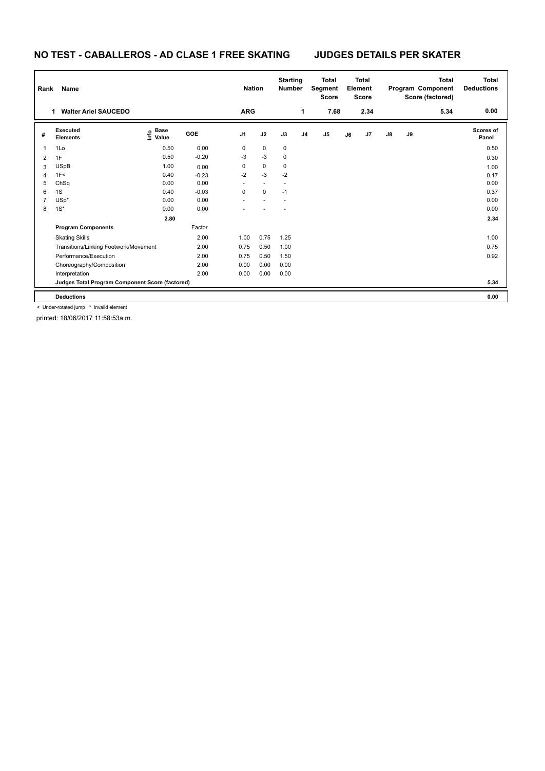# NO TEST - CABALLEROS - AD CLASE 1 FREE SKATING — JUDGES DETAILS PER SKATER

| Rank | Name | Nation | Starting Number | Total Segment Score | Total Element Score | Total Program Component Score (factored) | Total Deductions |
|---|---|---|---|---|---|---|---|
| 1 | Walter Ariel SAUCEDO | ARG | 1 | 7.68 | 2.34 | 5.34 | 0.00 |

| # | Executed Elements | Info | Base Value | GOE | J1 | J2 | J3 | J4 | J5 | J6 | J7 | J8 | J9 | Scores of Panel |
|---|---|---|---|---|---|---|---|---|---|---|---|---|---|---|
| 1 | 1Lo | | 0.50 | 0.00 | 0 | 0 | 0 | | | | | | | 0.50 |
| 2 | 1F | | 0.50 | -0.20 | -3 | -3 | 0 | | | | | | | 0.30 |
| 3 | USpB | | 1.00 | 0.00 | 0 | 0 | 0 | | | | | | | 1.00 |
| 4 | 1F< | | 0.40 | -0.23 | -2 | -3 | -2 | | | | | | | 0.17 |
| 5 | ChSq | | 0.00 | 0.00 | - | - | - | | | | | | | 0.00 |
| 6 | 1S | | 0.40 | -0.03 | 0 | 0 | -1 | | | | | | | 0.37 |
| 7 | USp* | | 0.00 | 0.00 | - | - | - | | | | | | | 0.00 |
| 8 | 1S* | | 0.00 | 0.00 | - | - | - | | | | | | | 0.00 |
| | | | 2.80 | | | | | | | | | | | 2.34 |
| | **Program Components** | | | Factor | | | | | | | | | | |
| | Skating Skills | | | 2.00 | 1.00 | 0.75 | 1.25 | | | | | | | 1.00 |
| | Transitions/Linking Footwork/Movement | | | 2.00 | 0.75 | 0.50 | 1.00 | | | | | | | 0.75 |
| | Performance/Execution | | | 2.00 | 0.75 | 0.50 | 1.50 | | | | | | | 0.92 |
| | Choreography/Composition | | | 2.00 | 0.00 | 0.00 | 0.00 | | | | | | | |
| | Interpretation | | | 2.00 | 0.00 | 0.00 | 0.00 | | | | | | | |
| | **Judges Total Program Component Score (factored)** | | | | | | | | | | | | | 5.34 |
| | **Deductions** | | | | | | | | | | | | | 0.00 |

< Under-rotated jump * Invalid element

printed: 18/06/2017 11:58:53a.m.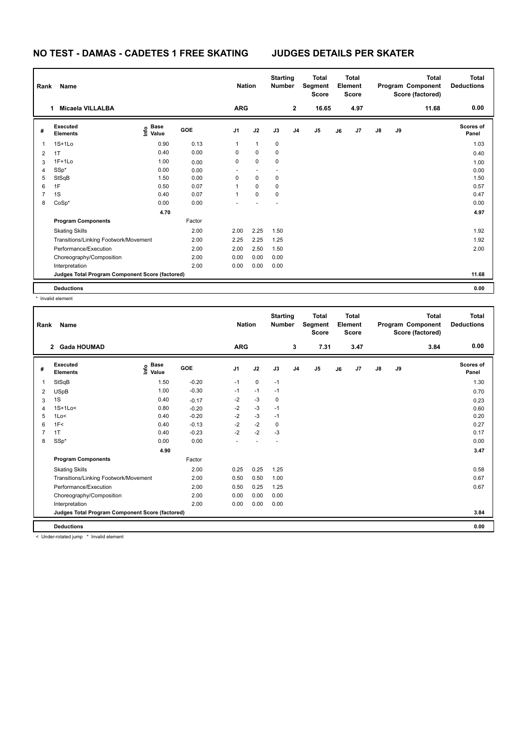# NO TEST - DAMAS - CADETES 1 FREE SKATING JUDGES DETAILS PER SKATER

| Rank | Name | Nation | Starting Number | Total Segment Score | Total Element Score | Total Program Component Score (factored) | Total Deductions |
|---|---|---|---|---|---|---|---|
| 1 | Micaela VILLALBA | ARG | 2 | 16.65 | 4.97 | 11.68 | 0.00 |

| # | Executed Elements | Info | Base Value | GOE | J1 | J2 | J3 | J4 | J5 | J6 | J7 | J8 | J9 | Scores of Panel |
|---|---|---|---|---|---|---|---|---|---|---|---|---|---|---|
| 1 | 1S+1Lo | | 0.90 | 0.13 | 1 | 1 | 0 | | | | | | | 1.03 |
| 2 | 1T | | 0.40 | 0.00 | 0 | 0 | 0 | | | | | | | 0.40 |
| 3 | 1F+1Lo | | 1.00 | 0.00 | 0 | 0 | 0 | | | | | | | 1.00 |
| 4 | SSp* | | 0.00 | 0.00 | - | - | - | | | | | | | 0.00 |
| 5 | StSqB | | 1.50 | 0.00 | 0 | 0 | 0 | | | | | | | 1.50 |
| 6 | 1F | | 0.50 | 0.07 | 1 | 0 | 0 | | | | | | | 0.57 |
| 7 | 1S | | 0.40 | 0.07 | 1 | 0 | 0 | | | | | | | 0.47 |
| 8 | CoSp* | | 0.00 | 0.00 | - | - | - | | | | | | | 0.00 |
| | | | 4.70 | | | | | | | | | | | 4.97 |
| | **Program Components** | | | Factor | | | | | | | | | | |
| | Skating Skills | | | 2.00 | 2.00 | 2.25 | 1.50 | | | | | | | 1.92 |
| | Transitions/Linking Footwork/Movement | | | 2.00 | 2.25 | 2.25 | 1.25 | | | | | | | 1.92 |
| | Performance/Execution | | | 2.00 | 2.00 | 2.50 | 1.50 | | | | | | | 2.00 |
| | Choreography/Composition | | | 2.00 | 0.00 | 0.00 | 0.00 | | | | | | | |
| | Interpretation | | | 2.00 | 0.00 | 0.00 | 0.00 | | | | | | | |
| | **Judges Total Program Component Score (factored)** | | | | | | | | | | | | | 11.68 |
| | **Deductions** | | | | | | | | | | | | | 0.00 |

\* Invalid element

| Rank | Name | Nation | Starting Number | Total Segment Score | Total Element Score | Total Program Component Score (factored) | Total Deductions |
|---|---|---|---|---|---|---|---|
| 2 | Gada HOUMAD | ARG | 3 | 7.31 | 3.47 | 3.84 | 0.00 |

| # | Executed Elements | Info | Base Value | GOE | J1 | J2 | J3 | J4 | J5 | J6 | J7 | J8 | J9 | Scores of Panel |
|---|---|---|---|---|---|---|---|---|---|---|---|---|---|---|
| 1 | StSqB | | 1.50 | -0.20 | -1 | 0 | -1 | | | | | | | 1.30 |
| 2 | USpB | | 1.00 | -0.30 | -1 | -1 | -1 | | | | | | | 0.70 |
| 3 | 1S | | 0.40 | -0.17 | -2 | -3 | 0 | | | | | | | 0.23 |
| 4 | 1S+1Lo< | | 0.80 | -0.20 | -2 | -3 | -1 | | | | | | | 0.60 |
| 5 | 1Lo< | | 0.40 | -0.20 | -2 | -3 | -1 | | | | | | | 0.20 |
| 6 | 1F< | | 0.40 | -0.13 | -2 | -2 | 0 | | | | | | | 0.27 |
| 7 | 1T | | 0.40 | -0.23 | -2 | -2 | -3 | | | | | | | 0.17 |
| 8 | SSp* | | 0.00 | 0.00 | - | - | - | | | | | | | 0.00 |
| | | | 4.90 | | | | | | | | | | | 3.47 |
| | **Program Components** | | | Factor | | | | | | | | | | |
| | Skating Skills | | | 2.00 | 0.25 | 0.25 | 1.25 | | | | | | | 0.58 |
| | Transitions/Linking Footwork/Movement | | | 2.00 | 0.50 | 0.50 | 1.00 | | | | | | | 0.67 |
| | Performance/Execution | | | 2.00 | 0.50 | 0.25 | 1.25 | | | | | | | 0.67 |
| | Choreography/Composition | | | 2.00 | 0.00 | 0.00 | 0.00 | | | | | | | |
| | Interpretation | | | 2.00 | 0.00 | 0.00 | 0.00 | | | | | | | |
| | **Judges Total Program Component Score (factored)** | | | | | | | | | | | | | 3.84 |
| | **Deductions** | | | | | | | | | | | | | 0.00 |

< Under-rotated jump * Invalid element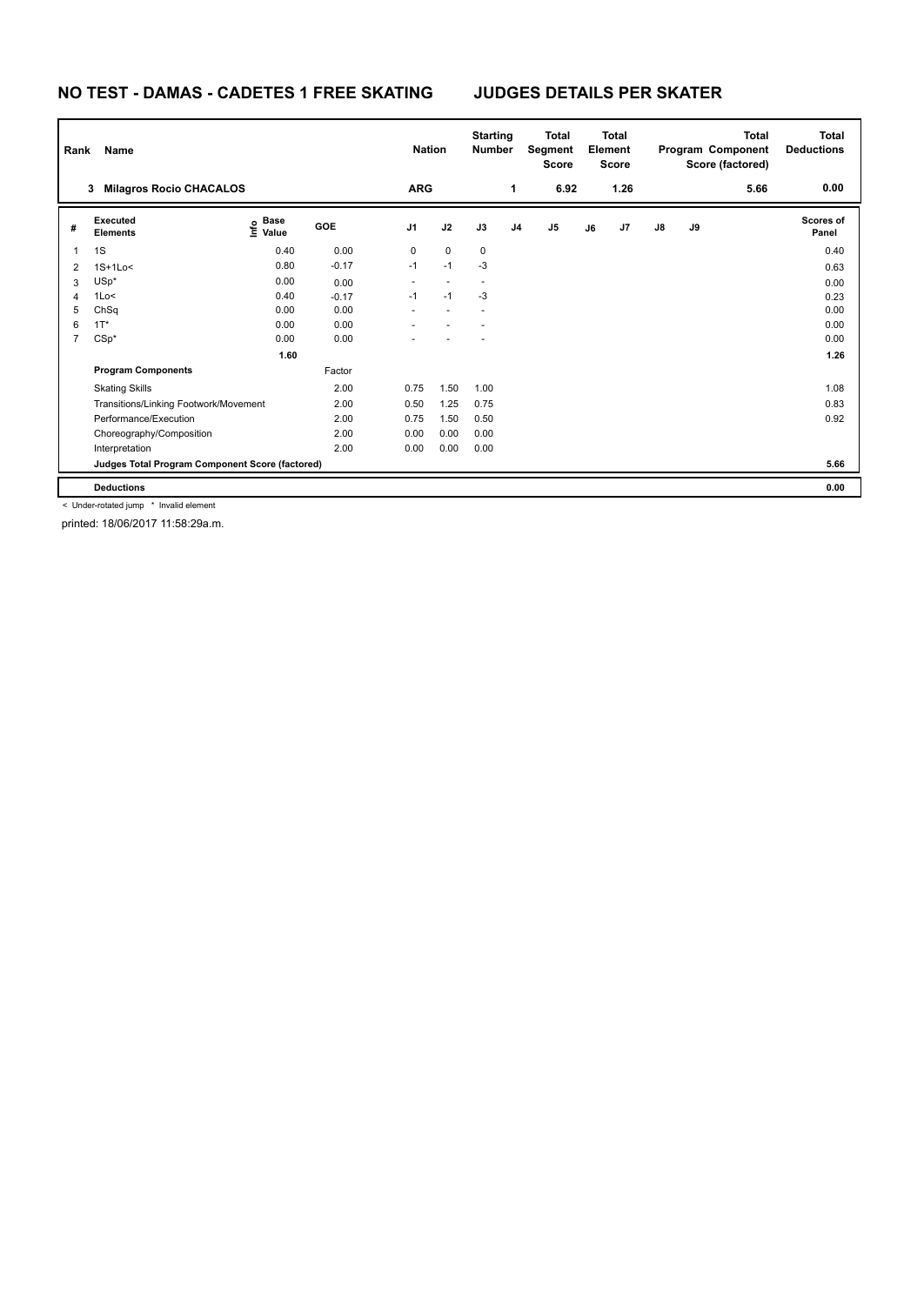# NO TEST - DAMAS - CADETES 1 FREE SKATING JUDGES DETAILS PER SKATER

| Rank | Name | Nation | Starting Number | Total Segment Score | Total Element Score | Total Program Component Score (factored) | Total Deductions |
|---|---|---|---|---|---|---|---|
| 3 | Milagros Rocio CHACALOS | ARG | 1 | 6.92 | 1.26 | 5.66 | 0.00 |

| # | Executed Elements | Info | Base Value | GOE | J1 | J2 | J3 | J4 | J5 | J6 | J7 | J8 | J9 | Scores of Panel |
|---|---|---|---|---|---|---|---|---|---|---|---|---|---|---|
| 1 | 1S | | 0.40 | 0.00 | 0 | 0 | 0 | | | | | | | 0.40 |
| 2 | 1S+1Lo< | | 0.80 | -0.17 | -1 | -1 | -3 | | | | | | | 0.63 |
| 3 | USp* | | 0.00 | 0.00 | - | - | - | | | | | | | 0.00 |
| 4 | 1Lo< | | 0.40 | -0.17 | -1 | -1 | -3 | | | | | | | 0.23 |
| 5 | ChSq | | 0.00 | 0.00 | - | - | - | | | | | | | 0.00 |
| 6 | 1T* | | 0.00 | 0.00 | - | - | - | | | | | | | 0.00 |
| 7 | CSp* | | 0.00 | 0.00 | - | - | - | | | | | | | 0.00 |
| | | | 1.60 | | | | | | | | | | | 1.26 |
| | **Program Components** | | | Factor | | | | | | | | | | |
| | Skating Skills | | | 2.00 | 0.75 | 1.50 | 1.00 | | | | | | | 1.08 |
| | Transitions/Linking Footwork/Movement | | | 2.00 | 0.50 | 1.25 | 0.75 | | | | | | | 0.83 |
| | Performance/Execution | | | 2.00 | 0.75 | 1.50 | 0.50 | | | | | | | 0.92 |
| | Choreography/Composition | | | 2.00 | 0.00 | 0.00 | 0.00 | | | | | | | |
| | Interpretation | | | 2.00 | 0.00 | 0.00 | 0.00 | | | | | | | |
| | **Judges Total Program Component Score (factored)** | | | | | | | | | | | | | 5.66 |
| | **Deductions** | | | | | | | | | | | | | 0.00 |

< Under-rotated jump * Invalid element

printed: 18/06/2017 11:58:29a.m.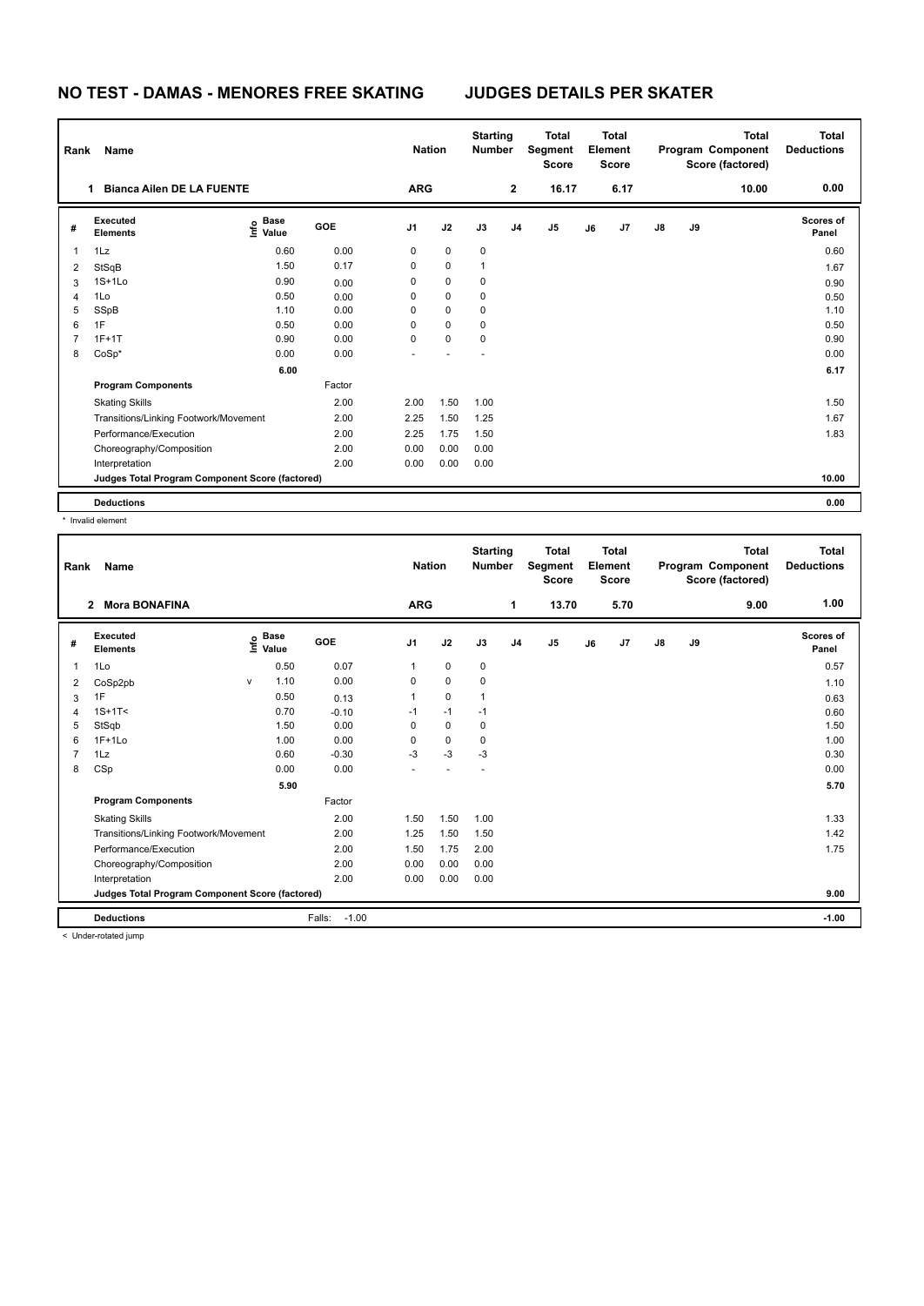# NO TEST - DAMAS - MENORES FREE SKATING JUDGES DETAILS PER SKATER

| Rank | Name | Nation | Starting Number | Total Segment Score | Total Element Score | Total Program Component Score (factored) | Total Deductions |
|---|---|---|---|---|---|---|---|
| 1 | Bianca Ailen DE LA FUENTE | ARG | 2 | 16.17 | 6.17 | 10.00 | 0.00 |

| # | Executed Elements | Info | Base Value | GOE | J1 | J2 | J3 | J4 | J5 | J6 | J7 | J8 | J9 | Scores of Panel |
|---|---|---|---|---|---|---|---|---|---|---|---|---|---|---|
| 1 | 1Lz | | 0.60 | 0.00 | 0 | 0 | 0 | | | | | | | 0.60 |
| 2 | StSqB | | 1.50 | 0.17 | 0 | 0 | 1 | | | | | | | 1.67 |
| 3 | 1S+1Lo | | 0.90 | 0.00 | 0 | 0 | 0 | | | | | | | 0.90 |
| 4 | 1Lo | | 0.50 | 0.00 | 0 | 0 | 0 | | | | | | | 0.50 |
| 5 | SSpB | | 1.10 | 0.00 | 0 | 0 | 0 | | | | | | | 1.10 |
| 6 | 1F | | 0.50 | 0.00 | 0 | 0 | 0 | | | | | | | 0.50 |
| 7 | 1F+1T | | 0.90 | 0.00 | 0 | 0 | 0 | | | | | | | 0.90 |
| 8 | CoSp* | | 0.00 | 0.00 | - | - | - | | | | | | | 0.00 |
| | | | 6.00 | | | | | | | | | | | 6.17 |
| | **Program Components** | | | Factor | | | | | | | | | | |
| | Skating Skills | | | 2.00 | 2.00 | 1.50 | 1.00 | | | | | | | 1.50 |
| | Transitions/Linking Footwork/Movement | | | 2.00 | 2.25 | 1.50 | 1.25 | | | | | | | 1.67 |
| | Performance/Execution | | | 2.00 | 2.25 | 1.75 | 1.50 | | | | | | | 1.83 |
| | Choreography/Composition | | | 2.00 | 0.00 | 0.00 | 0.00 | | | | | | | |
| | Interpretation | | | 2.00 | 0.00 | 0.00 | 0.00 | | | | | | | |
| | **Judges Total Program Component Score (factored)** | | | | | | | | | | | | | 10.00 |
| | **Deductions** | | | | | | | | | | | | | 0.00 |

\* Invalid element

| Rank | Name | Nation | Starting Number | Total Segment Score | Total Element Score | Total Program Component Score (factored) | Total Deductions |
|---|---|---|---|---|---|---|---|
| 2 | Mora BONAFINA | ARG | 1 | 13.70 | 5.70 | 9.00 | 1.00 |

| # | Executed Elements | Info | Base Value | GOE | J1 | J2 | J3 | J4 | J5 | J6 | J7 | J8 | J9 | Scores of Panel |
|---|---|---|---|---|---|---|---|---|---|---|---|---|---|---|
| 1 | 1Lo | | 0.50 | 0.07 | 1 | 0 | 0 | | | | | | | 0.57 |
| 2 | CoSp2pb | v | 1.10 | 0.00 | 0 | 0 | 0 | | | | | | | 1.10 |
| 3 | 1F | | 0.50 | 0.13 | 1 | 0 | 1 | | | | | | | 0.63 |
| 4 | 1S+1T< | | 0.70 | -0.10 | -1 | -1 | -1 | | | | | | | 0.60 |
| 5 | StSqb | | 1.50 | 0.00 | 0 | 0 | 0 | | | | | | | 1.50 |
| 6 | 1F+1Lo | | 1.00 | 0.00 | 0 | 0 | 0 | | | | | | | 1.00 |
| 7 | 1Lz | | 0.60 | -0.30 | -3 | -3 | -3 | | | | | | | 0.30 |
| 8 | CSp | | 0.00 | 0.00 | - | - | - | | | | | | | 0.00 |
| | | | 5.90 | | | | | | | | | | | 5.70 |
| | **Program Components** | | | Factor | | | | | | | | | | |
| | Skating Skills | | | 2.00 | 1.50 | 1.50 | 1.00 | | | | | | | 1.33 |
| | Transitions/Linking Footwork/Movement | | | 2.00 | 1.25 | 1.50 | 1.50 | | | | | | | 1.42 |
| | Performance/Execution | | | 2.00 | 1.50 | 1.75 | 2.00 | | | | | | | 1.75 |
| | Choreography/Composition | | | 2.00 | 0.00 | 0.00 | 0.00 | | | | | | | |
| | Interpretation | | | 2.00 | 0.00 | 0.00 | 0.00 | | | | | | | |
| | **Judges Total Program Component Score (factored)** | | | | | | | | | | | | | 9.00 |
| | **Deductions** | | | Falls: -1.00 | | | | | | | | | | -1.00 |

< Under-rotated jump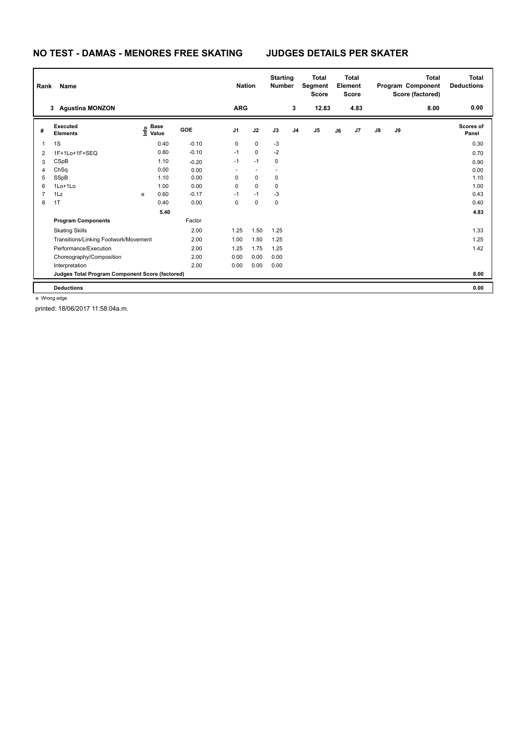# NO TEST - DAMAS - MENORES FREE SKATING

## JUDGES DETAILS PER SKATER

| Rank | Name | Nation | Starting Number | Total Segment Score | Total Element Score | Total Program Component Score (factored) | Total Deductions |
|---|---|---|---|---|---|---|---|
| 3 | Agustina MONZON | ARG | 3 | 12.83 | 4.83 | 8.00 | 0.00 |

| # | Executed Elements | Info | Base Value | GOE | J1 | J2 | J3 | J4 | J5 | J6 | J7 | J8 | J9 | Scores of Panel |
|---|---|---|---|---|---|---|---|---|---|---|---|---|---|---|
| 1 | 1S | | 0.40 | -0.10 | 0 | 0 | -3 | | | | | | | 0.30 |
| 2 | 1F+1Lo+1F+SEQ | | 0.80 | -0.10 | -1 | 0 | -2 | | | | | | | 0.70 |
| 3 | CSpB | | 1.10 | -0.20 | -1 | -1 | 0 | | | | | | | 0.90 |
| 4 | ChSq | | 0.00 | 0.00 | - | - | - | | | | | | | 0.00 |
| 5 | SSpB | | 1.10 | 0.00 | 0 | 0 | 0 | | | | | | | 1.10 |
| 6 | 1Lo+1Lo | | 1.00 | 0.00 | 0 | 0 | 0 | | | | | | | 1.00 |
| 7 | 1Lz | e | 0.60 | -0.17 | -1 | -1 | -3 | | | | | | | 0.43 |
| 8 | 1T | | 0.40 | 0.00 | 0 | 0 | 0 | | | | | | | 0.40 |
| | | | 5.40 | | | | | | | | | | | 4.83 |
| | **Program Components** | | | Factor | | | | | | | | | | |
| | Skating Skills | | | 2.00 | 1.25 | 1.50 | 1.25 | | | | | | | 1.33 |
| | Transitions/Linking Footwork/Movement | | | 2.00 | 1.00 | 1.50 | 1.25 | | | | | | | 1.25 |
| | Performance/Execution | | | 2.00 | 1.25 | 1.75 | 1.25 | | | | | | | 1.42 |
| | Choreography/Composition | | | 2.00 | 0.00 | 0.00 | 0.00 | | | | | | | |
| | Interpretation | | | 2.00 | 0.00 | 0.00 | 0.00 | | | | | | | |
| | **Judges Total Program Component Score (factored)** | | | | | | | | | | | | | 8.00 |
| | **Deductions** | | | | | | | | | | | | | 0.00 |

e Wrong edge

printed: 18/06/2017 11:58:04a.m.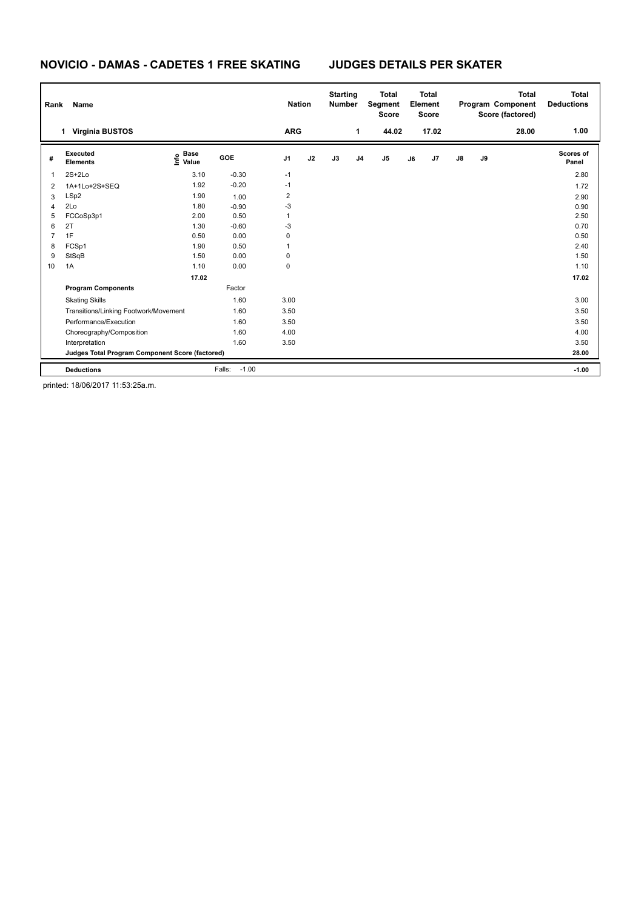# NOVICIO - DAMAS - CADETES 1 FREE SKATING        JUDGES DETAILS PER SKATER

| Rank | Name | Nation | Starting Number | Total Segment Score | Total Element Score | Total Program Component Score (factored) | Total Deductions |
|---|---|---|---|---|---|---|---|
| 1 | Virginia BUSTOS | ARG | 1 | 44.02 | 17.02 | 28.00 | 1.00 |

| # | Executed Elements | Info | Base Value | GOE | J1 | J2 | J3 | J4 | J5 | J6 | J7 | J8 | J9 | Scores of Panel |
|---|---|---|---|---|---|---|---|---|---|---|---|---|---|---|
| 1 | 2S+2Lo | | 3.10 | -0.30 | -1 | | | | | | | | | 2.80 |
| 2 | 1A+1Lo+2S+SEQ | | 1.92 | -0.20 | -1 | | | | | | | | | 1.72 |
| 3 | LSp2 | | 1.90 | 1.00 | 2 | | | | | | | | | 2.90 |
| 4 | 2Lo | | 1.80 | -0.90 | -3 | | | | | | | | | 0.90 |
| 5 | FCCoSp3p1 | | 2.00 | 0.50 | 1 | | | | | | | | | 2.50 |
| 6 | 2T | | 1.30 | -0.60 | -3 | | | | | | | | | 0.70 |
| 7 | 1F | | 0.50 | 0.00 | 0 | | | | | | | | | 0.50 |
| 8 | FCSp1 | | 1.90 | 0.50 | 1 | | | | | | | | | 2.40 |
| 9 | StSqB | | 1.50 | 0.00 | 0 | | | | | | | | | 1.50 |
| 10 | 1A | | 1.10 | 0.00 | 0 | | | | | | | | | 1.10 |
| | | | 17.02 | | | | | | | | | | | 17.02 |
| | **Program Components** | | | Factor | | | | | | | | | | |
| | Skating Skills | | | 1.60 | 3.00 | | | | | | | | | 3.00 |
| | Transitions/Linking Footwork/Movement | | | 1.60 | 3.50 | | | | | | | | | 3.50 |
| | Performance/Execution | | | 1.60 | 3.50 | | | | | | | | | 3.50 |
| | Choreography/Composition | | | 1.60 | 4.00 | | | | | | | | | 4.00 |
| | Interpretation | | | 1.60 | 3.50 | | | | | | | | | 3.50 |
| | **Judges Total Program Component Score (factored)** | | | | | | | | | | | | | 28.00 |
| | **Deductions** | | | Falls: -1.00 | | | | | | | | | | -1.00 |

printed: 18/06/2017 11:53:25a.m.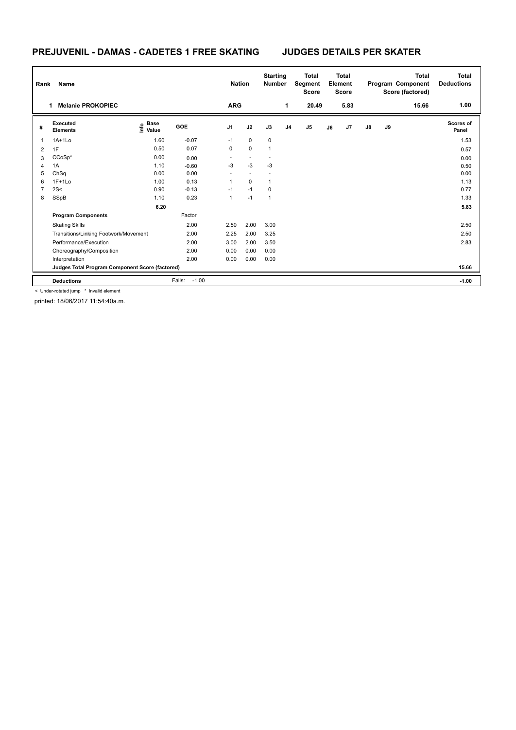# PREJUVENIL - DAMAS - CADETES 1 FREE SKATING JUDGES DETAILS PER SKATER

| Rank | Name | Nation | Starting Number | Total Segment Score | Total Element Score | Total Program Component Score (factored) | Total Deductions |
|---|---|---|---|---|---|---|---|
| 1 | Melanie PROKOPIEC | ARG | 1 | 20.49 | 5.83 | 15.66 | 1.00 |

| # | Executed Elements | Info | Base Value | GOE | J1 | J2 | J3 | J4 | J5 | J6 | J7 | J8 | J9 | Scores of Panel |
|---|---|---|---|---|---|---|---|---|---|---|---|---|---|---|
| 1 | 1A+1Lo | | 1.60 | -0.07 | -1 | 0 | 0 | | | | | | | 1.53 |
| 2 | 1F | | 0.50 | 0.07 | 0 | 0 | 1 | | | | | | | 0.57 |
| 3 | CCoSp* | | 0.00 | 0.00 | - | - | - | | | | | | | 0.00 |
| 4 | 1A | | 1.10 | -0.60 | -3 | -3 | -3 | | | | | | | 0.50 |
| 5 | ChSq | | 0.00 | 0.00 | - | - | - | | | | | | | 0.00 |
| 6 | 1F+1Lo | | 1.00 | 0.13 | 1 | 0 | 1 | | | | | | | 1.13 |
| 7 | 2S< | | 0.90 | -0.13 | -1 | -1 | 0 | | | | | | | 0.77 |
| 8 | SSpB | | 1.10 | 0.23 | 1 | -1 | 1 | | | | | | | 1.33 |
| | | | 6.20 | | | | | | | | | | | 5.83 |
| | **Program Components** | | | Factor | | | | | | | | | | |
| | Skating Skills | | | 2.00 | 2.50 | 2.00 | 3.00 | | | | | | | 2.50 |
| | Transitions/Linking Footwork/Movement | | | 2.00 | 2.25 | 2.00 | 3.25 | | | | | | | 2.50 |
| | Performance/Execution | | | 2.00 | 3.00 | 2.00 | 3.50 | | | | | | | 2.83 |
| | Choreography/Composition | | | 2.00 | 0.00 | 0.00 | 0.00 | | | | | | | |
| | Interpretation | | | 2.00 | 0.00 | 0.00 | 0.00 | | | | | | | |
| | **Judges Total Program Component Score (factored)** | | | | | | | | | | | | | 15.66 |
| | **Deductions** | | | Falls: -1.00 | | | | | | | | | | -1.00 |

< Under-rotated jump * Invalid element

printed: 18/06/2017 11:54:40a.m.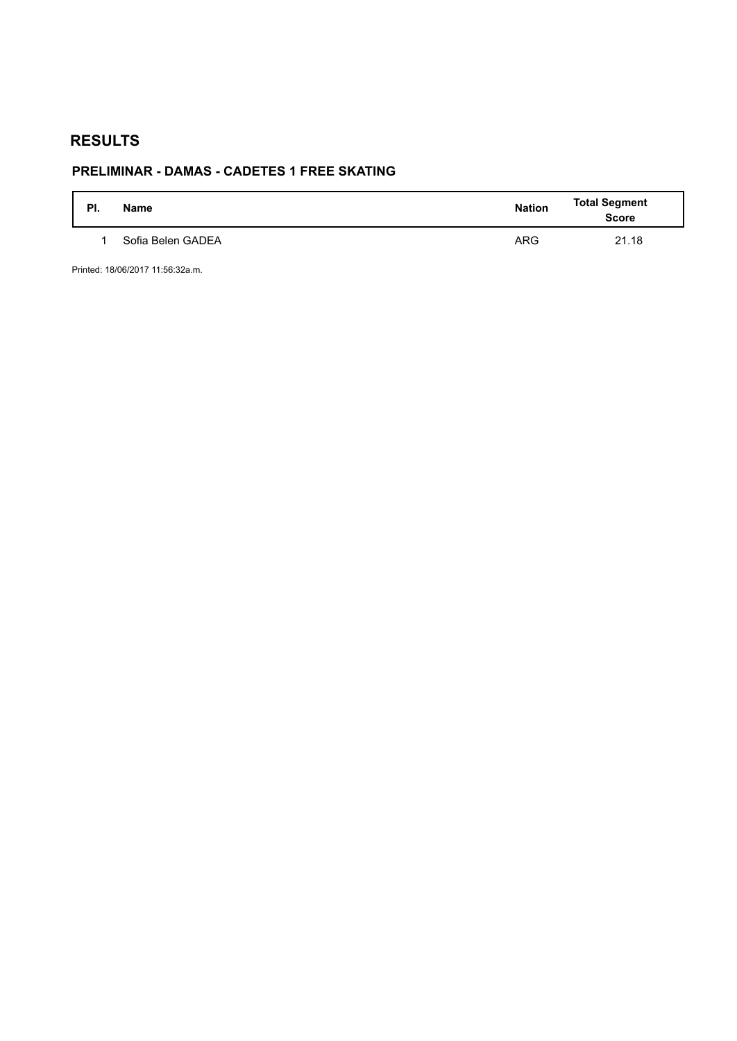# RESULTS

## PRELIMINAR - DAMAS - CADETES 1 FREE SKATING

| Pl. | Name | Nation | Total Segment Score |
|---|---|---|---|
| 1 | Sofia Belen GADEA | ARG | 21.18 |

Printed: 18/06/2017 11:56:32a.m.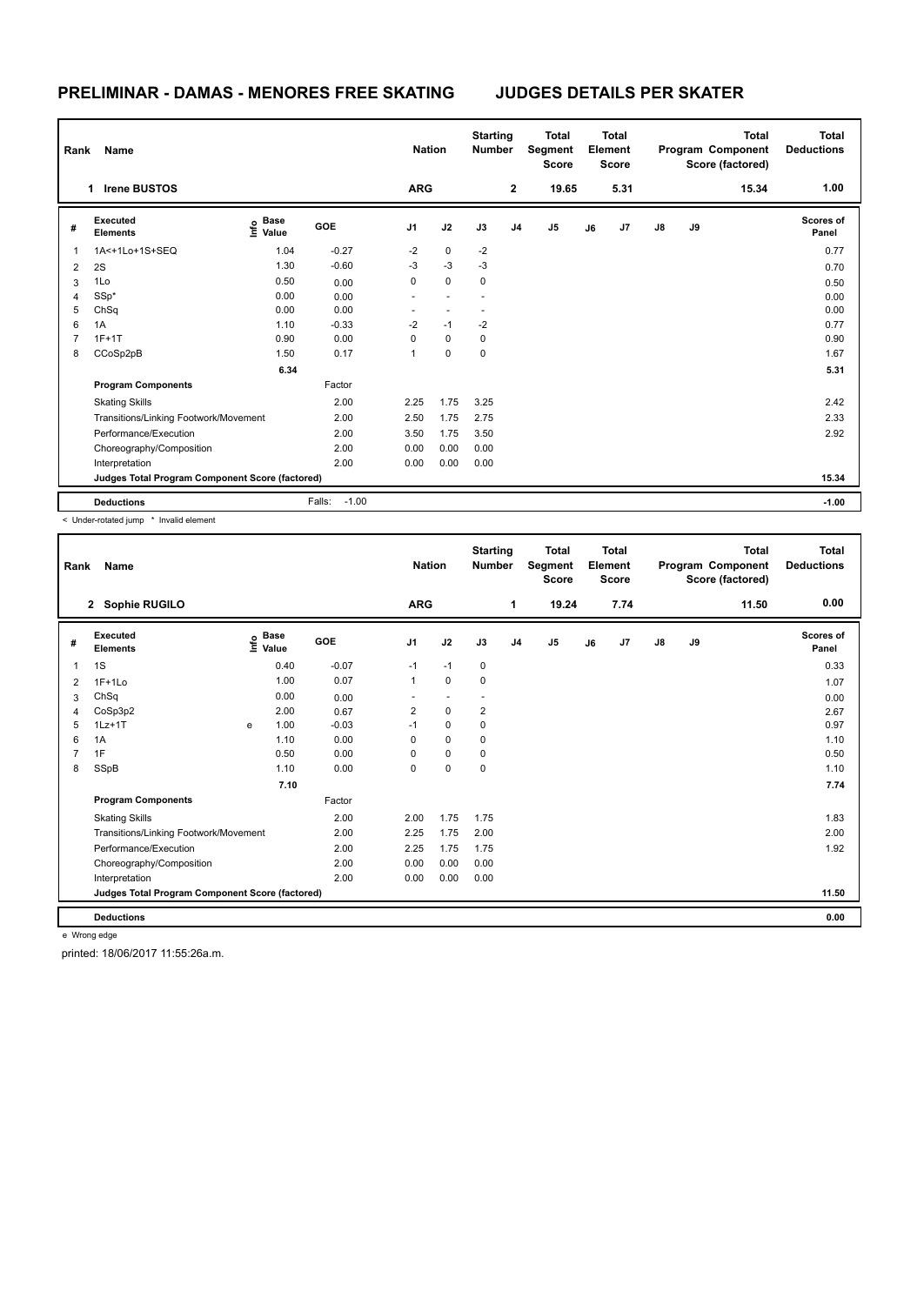# PRELIMINAR - DAMAS - MENORES FREE SKATING JUDGES DETAILS PER SKATER

| Rank | Name | Nation | Starting Number | Total Segment Score | Total Element Score | Total Program Component Score (factored) | Total Deductions |
|---|---|---|---|---|---|---|---|
| 1 | Irene BUSTOS | ARG | 2 | 19.65 | 5.31 | 15.34 | 1.00 |

| # | Executed Elements | Info | Base Value | GOE | J1 | J2 | J3 | J4 | J5 | J6 | J7 | J8 | J9 | Scores of Panel |
|---|---|---|---|---|---|---|---|---|---|---|---|---|---|---|
| 1 | 1A<+1Lo+1S+SEQ | | 1.04 | -0.27 | -2 | 0 | -2 | | | | | | | 0.77 |
| 2 | 2S | | 1.30 | -0.60 | -3 | -3 | -3 | | | | | | | 0.70 |
| 3 | 1Lo | | 0.50 | 0.00 | 0 | 0 | 0 | | | | | | | 0.50 |
| 4 | SSp* | | 0.00 | 0.00 | - | - | - | | | | | | | 0.00 |
| 5 | ChSq | | 0.00 | 0.00 | - | - | - | | | | | | | 0.00 |
| 6 | 1A | | 1.10 | -0.33 | -2 | -1 | -2 | | | | | | | 0.77 |
| 7 | 1F+1T | | 0.90 | 0.00 | 0 | 0 | 0 | | | | | | | 0.90 |
| 8 | CCoSp2pB | | 1.50 | 0.17 | 1 | 0 | 0 | | | | | | | 1.67 |
| | | | 6.34 | | | | | | | | | | | 5.31 |
| | **Program Components** | | | Factor | | | | | | | | | | |
| | Skating Skills | | | 2.00 | 2.25 | 1.75 | 3.25 | | | | | | | 2.42 |
| | Transitions/Linking Footwork/Movement | | | 2.00 | 2.50 | 1.75 | 2.75 | | | | | | | 2.33 |
| | Performance/Execution | | | 2.00 | 3.50 | 1.75 | 3.50 | | | | | | | 2.92 |
| | Choreography/Composition | | | 2.00 | 0.00 | 0.00 | 0.00 | | | | | | | |
| | Interpretation | | | 2.00 | 0.00 | 0.00 | 0.00 | | | | | | | |
| | **Judges Total Program Component Score (factored)** | | | | | | | | | | | | | 15.34 |
| | **Deductions** | | Falls: | -1.00 | | | | | | | | | | -1.00 |

< Under-rotated jump * Invalid element

| Rank | Name | Nation | Starting Number | Total Segment Score | Total Element Score | Total Program Component Score (factored) | Total Deductions |
|---|---|---|---|---|---|---|---|
| 2 | Sophie RUGILO | ARG | 1 | 19.24 | 7.74 | 11.50 | 0.00 |

| # | Executed Elements | Info | Base Value | GOE | J1 | J2 | J3 | J4 | J5 | J6 | J7 | J8 | J9 | Scores of Panel |
|---|---|---|---|---|---|---|---|---|---|---|---|---|---|---|
| 1 | 1S | | 0.40 | -0.07 | -1 | -1 | 0 | | | | | | | 0.33 |
| 2 | 1F+1Lo | | 1.00 | 0.07 | 1 | 0 | 0 | | | | | | | 1.07 |
| 3 | ChSq | | 0.00 | 0.00 | - | - | - | | | | | | | 0.00 |
| 4 | CoSp3p2 | | 2.00 | 0.67 | 2 | 0 | 2 | | | | | | | 2.67 |
| 5 | 1Lz+1T | e | 1.00 | -0.03 | -1 | 0 | 0 | | | | | | | 0.97 |
| 6 | 1A | | 1.10 | 0.00 | 0 | 0 | 0 | | | | | | | 1.10 |
| 7 | 1F | | 0.50 | 0.00 | 0 | 0 | 0 | | | | | | | 0.50 |
| 8 | SSpB | | 1.10 | 0.00 | 0 | 0 | 0 | | | | | | | 1.10 |
| | | | 7.10 | | | | | | | | | | | 7.74 |
| | **Program Components** | | | Factor | | | | | | | | | | |
| | Skating Skills | | | 2.00 | 2.00 | 1.75 | 1.75 | | | | | | | 1.83 |
| | Transitions/Linking Footwork/Movement | | | 2.00 | 2.25 | 1.75 | 2.00 | | | | | | | 2.00 |
| | Performance/Execution | | | 2.00 | 2.25 | 1.75 | 1.75 | | | | | | | 1.92 |
| | Choreography/Composition | | | 2.00 | 0.00 | 0.00 | 0.00 | | | | | | | |
| | Interpretation | | | 2.00 | 0.00 | 0.00 | 0.00 | | | | | | | |
| | **Judges Total Program Component Score (factored)** | | | | | | | | | | | | | 11.50 |
| | **Deductions** | | | | | | | | | | | | | 0.00 |

e Wrong edge

printed: 18/06/2017 11:55:26a.m.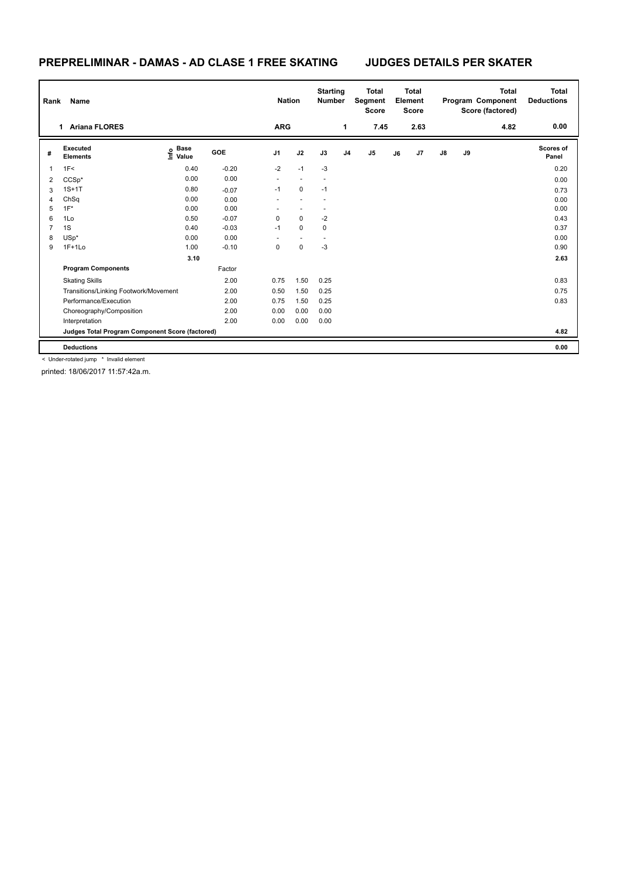# PREPRELIMINAR - DAMAS - AD CLASE 1 FREE SKATING

## JUDGES DETAILS PER SKATER

| Rank | Name | Nation | Starting Number | Total Segment Score | Total Element Score | Total Program Component Score (factored) | Total Deductions |
|---|---|---|---|---|---|---|---|
| 1 | Ariana FLORES | ARG | 1 | 7.45 | 2.63 | 4.82 | 0.00 |

| # | Executed Elements | Info | Base Value | GOE | J1 | J2 | J3 | J4 | J5 | J6 | J7 | J8 | J9 | Scores of Panel |
|---|---|---|---|---|---|---|---|---|---|---|---|---|---|---|
| 1 | 1F< | | 0.40 | -0.20 | -2 | -1 | -3 | | | | | | | 0.20 |
| 2 | CCSp* | | 0.00 | 0.00 | - | - | - | | | | | | | 0.00 |
| 3 | 1S+1T | | 0.80 | -0.07 | -1 | 0 | -1 | | | | | | | 0.73 |
| 4 | ChSq | | 0.00 | 0.00 | - | - | - | | | | | | | 0.00 |
| 5 | 1F* | | 0.00 | 0.00 | - | - | - | | | | | | | 0.00 |
| 6 | 1Lo | | 0.50 | -0.07 | 0 | 0 | -2 | | | | | | | 0.43 |
| 7 | 1S | | 0.40 | -0.03 | -1 | 0 | 0 | | | | | | | 0.37 |
| 8 | USp* | | 0.00 | 0.00 | - | - | - | | | | | | | 0.00 |
| 9 | 1F+1Lo | | 1.00 | -0.10 | 0 | 0 | -3 | | | | | | | 0.90 |
| | | | 3.10 | | | | | | | | | | | 2.63 |
| | **Program Components** | | | Factor | | | | | | | | | | |
| | Skating Skills | | | 2.00 | 0.75 | 1.50 | 0.25 | | | | | | | 0.83 |
| | Transitions/Linking Footwork/Movement | | | 2.00 | 0.50 | 1.50 | 0.25 | | | | | | | 0.75 |
| | Performance/Execution | | | 2.00 | 0.75 | 1.50 | 0.25 | | | | | | | 0.83 |
| | Choreography/Composition | | | 2.00 | 0.00 | 0.00 | 0.00 | | | | | | | |
| | Interpretation | | | 2.00 | 0.00 | 0.00 | 0.00 | | | | | | | |
| | **Judges Total Program Component Score (factored)** | | | | | | | | | | | | | 4.82 |
| | **Deductions** | | | | | | | | | | | | | 0.00 |

< Under-rotated jump * Invalid element

printed: 18/06/2017 11:57:42a.m.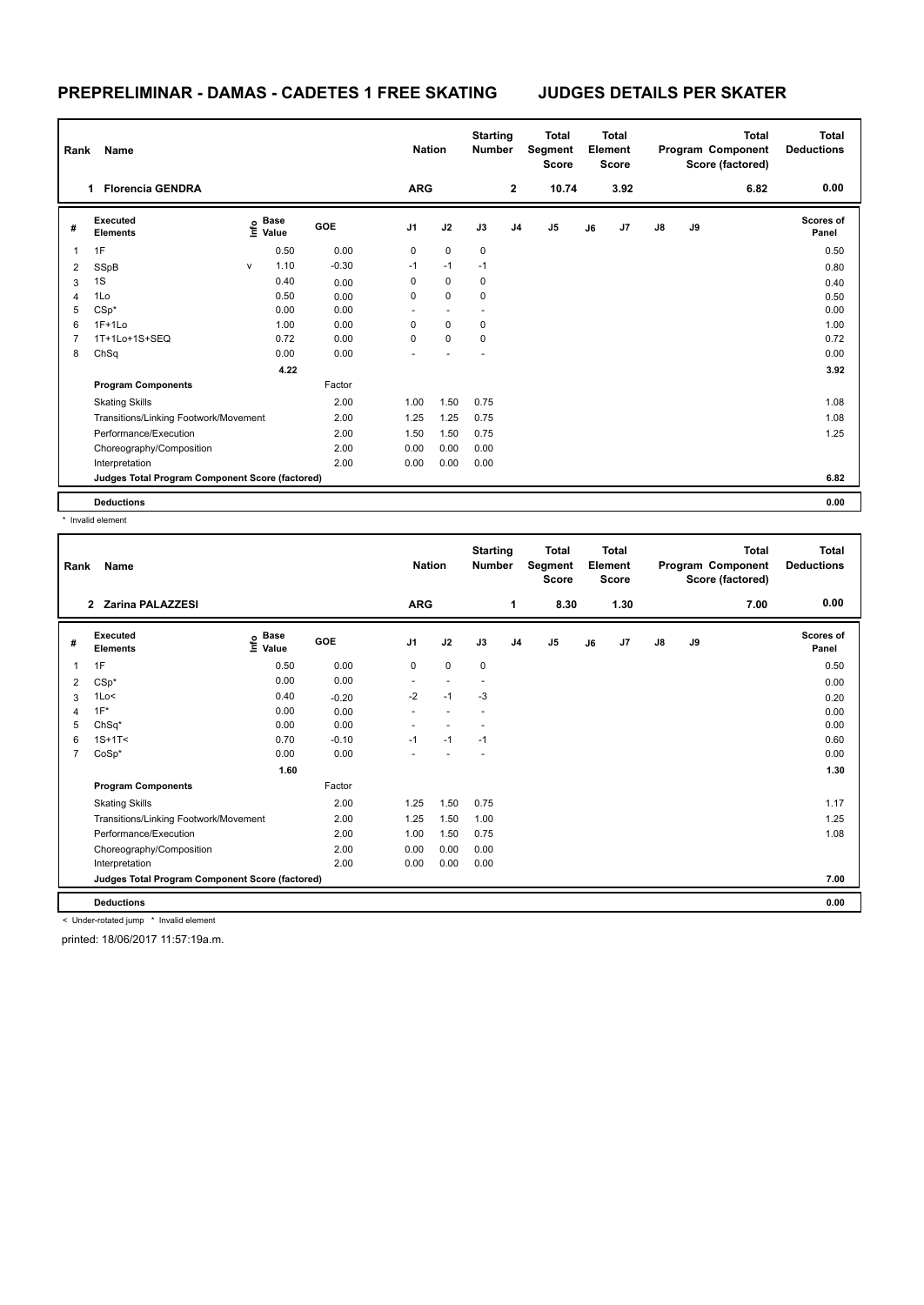# PREPRELIMINAR - DAMAS - CADETES 1 FREE SKATING — JUDGES DETAILS PER SKATER

| Rank | Name | Nation | Starting Number | Total Segment Score | Total Element Score | Total Program Component Score (factored) | Total Deductions |
|---|---|---|---|---|---|---|---|
| 1 | Florencia GENDRA | ARG | 2 | 10.74 | 3.92 | 6.82 | 0.00 |

| # | Executed Elements | Info | Base Value | GOE | J1 | J2 | J3 | J4 | J5 | J6 | J7 | J8 | J9 | Scores of Panel |
|---|---|---|---|---|---|---|---|---|---|---|---|---|---|---|
| 1 | 1F | | 0.50 | 0.00 | 0 | 0 | 0 | | | | | | | 0.50 |
| 2 | SSpB | v | 1.10 | -0.30 | -1 | -1 | -1 | | | | | | | 0.80 |
| 3 | 1S | | 0.40 | 0.00 | 0 | 0 | 0 | | | | | | | 0.40 |
| 4 | 1Lo | | 0.50 | 0.00 | 0 | 0 | 0 | | | | | | | 0.50 |
| 5 | CSp* | | 0.00 | 0.00 | - | - | - | | | | | | | 0.00 |
| 6 | 1F+1Lo | | 1.00 | 0.00 | 0 | 0 | 0 | | | | | | | 1.00 |
| 7 | 1T+1Lo+1S+SEQ | | 0.72 | 0.00 | 0 | 0 | 0 | | | | | | | 0.72 |
| 8 | ChSq | | 0.00 | 0.00 | - | - | - | | | | | | | 0.00 |
| | | | 4.22 | | | | | | | | | | | 3.92 |

| Program Components | Factor | J1 | J2 | J3 | J4 | J5 | J6 | J7 | J8 | J9 | |
|---|---|---|---|---|---|---|---|---|---|---|---|
| Skating Skills | 2.00 | 1.00 | 1.50 | 0.75 | | | | | | | 1.08 |
| Transitions/Linking Footwork/Movement | 2.00 | 1.25 | 1.25 | 0.75 | | | | | | | 1.08 |
| Performance/Execution | 2.00 | 1.50 | 1.50 | 0.75 | | | | | | | 1.25 |
| Choreography/Composition | 2.00 | 0.00 | 0.00 | 0.00 | | | | | | | |
| Interpretation | 2.00 | 0.00 | 0.00 | 0.00 | | | | | | | |
| Judges Total Program Component Score (factored) | | | | | | | | | | | 6.82 |
| Deductions | | | | | | | | | | | 0.00 |

\* Invalid element

| Rank | Name | Nation | Starting Number | Total Segment Score | Total Element Score | Total Program Component Score (factored) | Total Deductions |
|---|---|---|---|---|---|---|---|
| 2 | Zarina PALAZZESI | ARG | 1 | 8.30 | 1.30 | 7.00 | 0.00 |

| # | Executed Elements | Info | Base Value | GOE | J1 | J2 | J3 | J4 | J5 | J6 | J7 | J8 | J9 | Scores of Panel |
|---|---|---|---|---|---|---|---|---|---|---|---|---|---|---|
| 1 | 1F | | 0.50 | 0.00 | 0 | 0 | 0 | | | | | | | 0.50 |
| 2 | CSp* | | 0.00 | 0.00 | - | - | - | | | | | | | 0.00 |
| 3 | 1Lo< | | 0.40 | -0.20 | -2 | -1 | -3 | | | | | | | 0.20 |
| 4 | 1F* | | 0.00 | 0.00 | - | - | - | | | | | | | 0.00 |
| 5 | ChSq* | | 0.00 | 0.00 | - | - | - | | | | | | | 0.00 |
| 6 | 1S+1T< | | 0.70 | -0.10 | -1 | -1 | -1 | | | | | | | 0.60 |
| 7 | CoSp* | | 0.00 | 0.00 | - | - | - | | | | | | | 0.00 |
| | | | 1.60 | | | | | | | | | | | 1.30 |

| Program Components | Factor | J1 | J2 | J3 | J4 | J5 | J6 | J7 | J8 | J9 | |
|---|---|---|---|---|---|---|---|---|---|---|---|
| Skating Skills | 2.00 | 1.25 | 1.50 | 0.75 | | | | | | | 1.17 |
| Transitions/Linking Footwork/Movement | 2.00 | 1.25 | 1.50 | 1.00 | | | | | | | 1.25 |
| Performance/Execution | 2.00 | 1.00 | 1.50 | 0.75 | | | | | | | 1.08 |
| Choreography/Composition | 2.00 | 0.00 | 0.00 | 0.00 | | | | | | | |
| Interpretation | 2.00 | 0.00 | 0.00 | 0.00 | | | | | | | |
| Judges Total Program Component Score (factored) | | | | | | | | | | | 7.00 |
| Deductions | | | | | | | | | | | 0.00 |

< Under-rotated jump * Invalid element

printed: 18/06/2017 11:57:19a.m.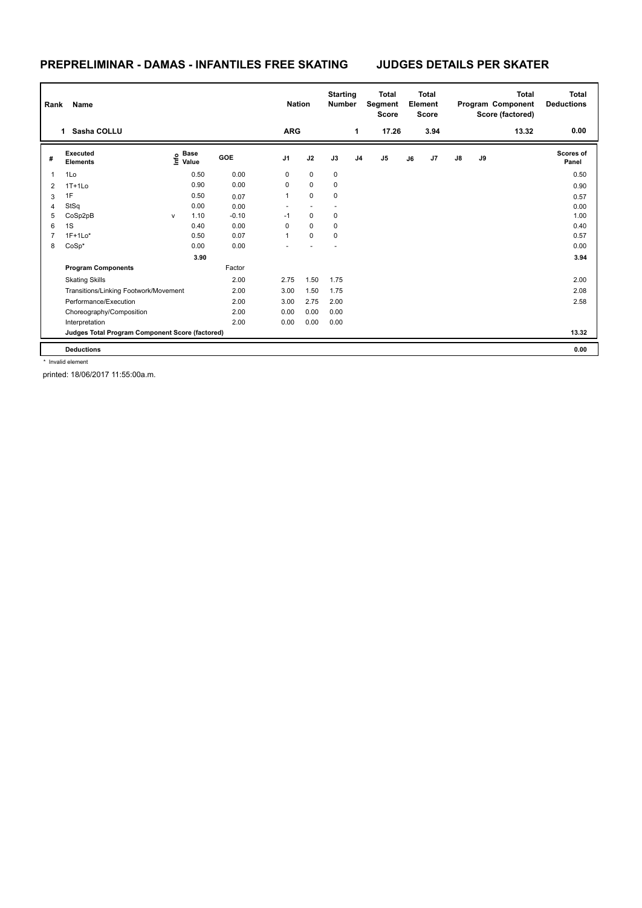# PREPRELIMINAR - DAMAS - INFANTILES FREE SKATING

## JUDGES DETAILS PER SKATER

| Rank | Name | Nation | Starting Number | Total Segment Score | Total Element Score | Total Program Component Score (factored) | Total Deductions |
|---|---|---|---|---|---|---|---|
| 1 | Sasha COLLU | ARG | 1 | 17.26 | 3.94 | 13.32 | 0.00 |

| # | Executed Elements | Info | Base Value | GOE | J1 | J2 | J3 | J4 | J5 | J6 | J7 | J8 | J9 | Scores of Panel |
|---|---|---|---|---|---|---|---|---|---|---|---|---|---|---|
| 1 | 1Lo | | 0.50 | 0.00 | 0 | 0 | 0 | | | | | | | 0.50 |
| 2 | 1T+1Lo | | 0.90 | 0.00 | 0 | 0 | 0 | | | | | | | 0.90 |
| 3 | 1F | | 0.50 | 0.07 | 1 | 0 | 0 | | | | | | | 0.57 |
| 4 | StSq | | 0.00 | 0.00 | - | - | - | | | | | | | 0.00 |
| 5 | CoSp2pB | v | 1.10 | -0.10 | -1 | 0 | 0 | | | | | | | 1.00 |
| 6 | 1S | | 0.40 | 0.00 | 0 | 0 | 0 | | | | | | | 0.40 |
| 7 | 1F+1Lo* | | 0.50 | 0.07 | 1 | 0 | 0 | | | | | | | 0.57 |
| 8 | CoSp* | | 0.00 | 0.00 | - | - | - | | | | | | | 0.00 |
| | | | 3.90 | | | | | | | | | | | 3.94 |
| | **Program Components** | | | Factor | | | | | | | | | | |
| | Skating Skills | | | 2.00 | 2.75 | 1.50 | 1.75 | | | | | | | 2.00 |
| | Transitions/Linking Footwork/Movement | | | 2.00 | 3.00 | 1.50 | 1.75 | | | | | | | 2.08 |
| | Performance/Execution | | | 2.00 | 3.00 | 2.75 | 2.00 | | | | | | | 2.58 |
| | Choreography/Composition | | | 2.00 | 0.00 | 0.00 | 0.00 | | | | | | | |
| | Interpretation | | | 2.00 | 0.00 | 0.00 | 0.00 | | | | | | | |
| | **Judges Total Program Component Score (factored)** | | | | | | | | | | | | | 13.32 |
| | **Deductions** | | | | | | | | | | | | | 0.00 |

\* Invalid element

printed: 18/06/2017 11:55:00a.m.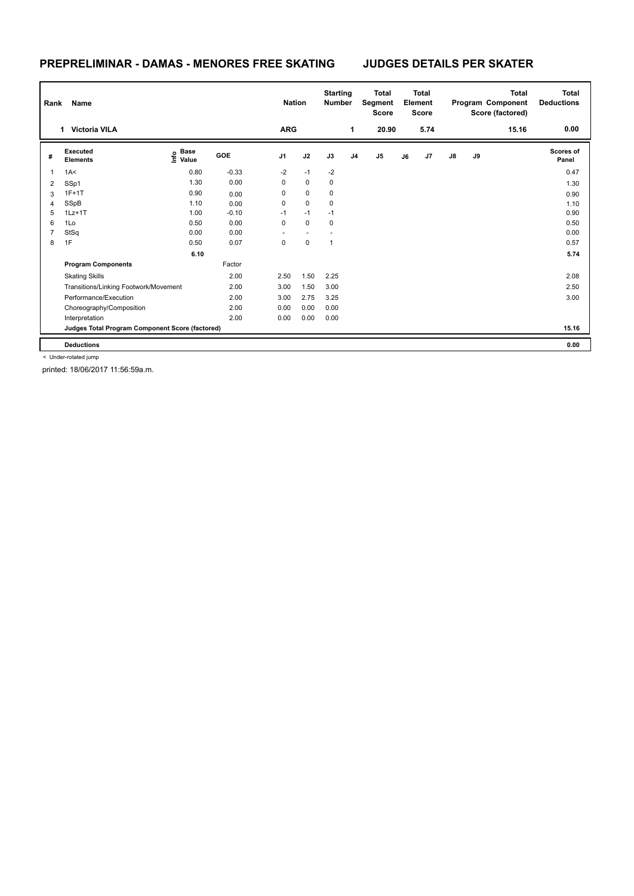# PREPRELIMINAR - DAMAS - MENORES FREE SKATING

## JUDGES DETAILS PER SKATER

| Rank | Name | Nation | Starting Number | Total Segment Score | Total Element Score | Total Program Component Score (factored) | Total Deductions |
|---|---|---|---|---|---|---|---|
| 1 | Victoria VILA | ARG | 1 | 20.90 | 5.74 | 15.16 | 0.00 |

| # | Executed Elements | Info | Base Value | GOE | J1 | J2 | J3 | J4 | J5 | J6 | J7 | J8 | J9 | Scores of Panel |
|---|---|---|---|---|---|---|---|---|---|---|---|---|---|---|
| 1 | 1A< | | 0.80 | -0.33 | -2 | -1 | -2 | | | | | | | 0.47 |
| 2 | SSp1 | | 1.30 | 0.00 | 0 | 0 | 0 | | | | | | | 1.30 |
| 3 | 1F+1T | | 0.90 | 0.00 | 0 | 0 | 0 | | | | | | | 0.90 |
| 4 | SSpB | | 1.10 | 0.00 | 0 | 0 | 0 | | | | | | | 1.10 |
| 5 | 1Lz+1T | | 1.00 | -0.10 | -1 | -1 | -1 | | | | | | | 0.90 |
| 6 | 1Lo | | 0.50 | 0.00 | 0 | 0 | 0 | | | | | | | 0.50 |
| 7 | StSq | | 0.00 | 0.00 | - | - | - | | | | | | | 0.00 |
| 8 | 1F | | 0.50 | 0.07 | 0 | 0 | 1 | | | | | | | 0.57 |
| | | | 6.10 | | | | | | | | | | | 5.74 |
| | **Program Components** | | | Factor | | | | | | | | | | |
| | Skating Skills | | | 2.00 | 2.50 | 1.50 | 2.25 | | | | | | | 2.08 |
| | Transitions/Linking Footwork/Movement | | | 2.00 | 3.00 | 1.50 | 3.00 | | | | | | | 2.50 |
| | Performance/Execution | | | 2.00 | 3.00 | 2.75 | 3.25 | | | | | | | 3.00 |
| | Choreography/Composition | | | 2.00 | 0.00 | 0.00 | 0.00 | | | | | | | |
| | Interpretation | | | 2.00 | 0.00 | 0.00 | 0.00 | | | | | | | |
| | **Judges Total Program Component Score (factored)** | | | | | | | | | | | | | 15.16 |
| | **Deductions** | | | | | | | | | | | | | 0.00 |

< Under-rotated jump

printed: 18/06/2017 11:56:59a.m.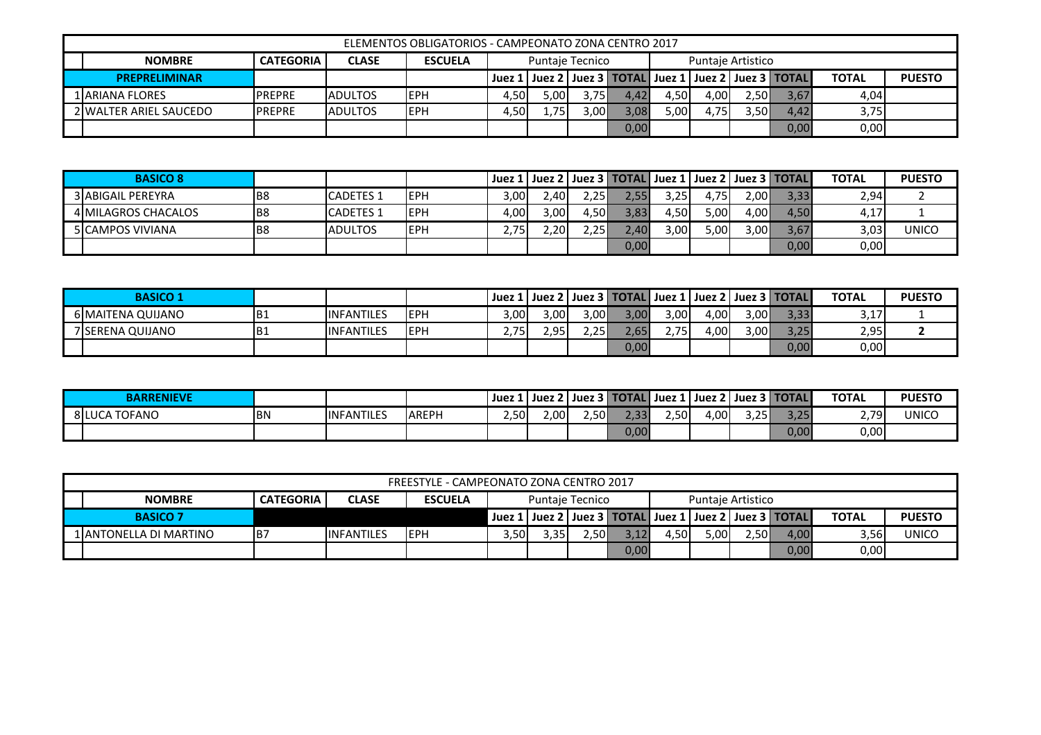| | ELEMENTOS OBLIGATORIOS - CAMPEONATO ZONA CENTRO 2017 | | | | | | | | | | | | | | |
|---|---|---|---|---|---|---|---|---|---|---|---|---|---|---|---|
| | **NOMBRE** | **CATEGORIA** | **CLASE** | **ESCUELA** | Puntaje Tecnico | | | | Puntaje Artistico | | | | | | |
| | **PREPRELIMINAR** | | | | Juez 1 | Juez 2 | Juez 3 | TOTAL | Juez 1 | Juez 2 | Juez 3 | TOTAL | **TOTAL** | **PUESTO** |
| 1 | ARIANA FLORES | PREPRE | ADULTOS | EPH | 4,50 | 5,00 | 3,75 | 4,42 | 4,50 | 4,00 | 2,50 | 3,67 | 4,04 | |
| 2 | WALTER ARIEL SAUCEDO | PREPRE | ADULTOS | EPH | 4,50 | 1,75 | 3,00 | 3,08 | 5,00 | 4,75 | 3,50 | 4,42 | 3,75 | |
| | | | | | | | | 0,00 | | | | 0,00 | 0,00 | |

| | **BASICO 8** | | | | Juez 1 | Juez 2 | Juez 3 | TOTAL | Juez 1 | Juez 2 | Juez 3 | TOTAL | **TOTAL** | **PUESTO** |
|---|---|---|---|---|---|---|---|---|---|---|---|---|---|---|
| 3 | ABIGAIL PEREYRA | B8 | CADETES 1 | EPH | 3,00 | 2,40 | 2,25 | 2,55 | 3,25 | 4,75 | 2,00 | 3,33 | 2,94 | 2 |
| 4 | MILAGROS CHACALOS | B8 | CADETES 1 | EPH | 4,00 | 3,00 | 4,50 | 3,83 | 4,50 | 5,00 | 4,00 | 4,50 | 4,17 | 1 |
| 5 | CAMPOS VIVIANA | B8 | ADULTOS | EPH | 2,75 | 2,20 | 2,25 | 2,40 | 3,00 | 5,00 | 3,00 | 3,67 | 3,03 | UNICO |
| | | | | | | | | 0,00 | | | | 0,00 | 0,00 | |

| | **BASICO 1** | | | | Juez 1 | Juez 2 | Juez 3 | TOTAL | Juez 1 | Juez 2 | Juez 3 | TOTAL | **TOTAL** | **PUESTO** |
|---|---|---|---|---|---|---|---|---|---|---|---|---|---|---|
| 6 | MAITENA QUIJANO | B1 | INFANTILES | EPH | 3,00 | 3,00 | 3,00 | 3,00 | 3,00 | 4,00 | 3,00 | 3,33 | 3,17 | 1 |
| 7 | SERENA QUIJANO | B1 | INFANTILES | EPH | 2,75 | 2,95 | 2,25 | 2,65 | 2,75 | 4,00 | 3,00 | 3,25 | 2,95 | **2** |
| | | | | | | | | 0,00 | | | | 0,00 | 0,00 | |

| | **BARRENIEVE** | | | | Juez 1 | Juez 2 | Juez 3 | TOTAL | Juez 1 | Juez 2 | Juez 3 | TOTAL | **TOTAL** | **PUESTO** |
|---|---|---|---|---|---|---|---|---|---|---|---|---|---|---|
| 8 | LUCA TOFANO | BN | INFANTILES | AREPH | 2,50 | 2,00 | 2,50 | 2,33 | 2,50 | 4,00 | 3,25 | 3,25 | 2,79 | UNICO |
| | | | | | | | | 0,00 | | | | 0,00 | 0,00 | |

| | FREESTYLE - CAMPEONATO ZONA CENTRO 2017 | | | | | | | | | | | | | |
|---|---|---|---|---|---|---|---|---|---|---|---|---|---|---|
| | **NOMBRE** | **CATEGORIA** | **CLASE** | **ESCUELA** | Puntaje Tecnico | | | | Puntaje Artistico | | | | | |
| | **BASICO 7** | | | | Juez 1 | Juez 2 | Juez 3 | TOTAL | Juez 1 | Juez 2 | Juez 3 | TOTAL | **TOTAL** | **PUESTO** |
| 1 | ANTONELLA DI MARTINO | B7 | INFANTILES | EPH | 3,50 | 3,35 | 2,50 | 3,12 | 4,50 | 5,00 | 2,50 | 4,00 | 3,56 | UNICO |
| | | | | | | | | 0,00 | | | | 0,00 | 0,00 | |